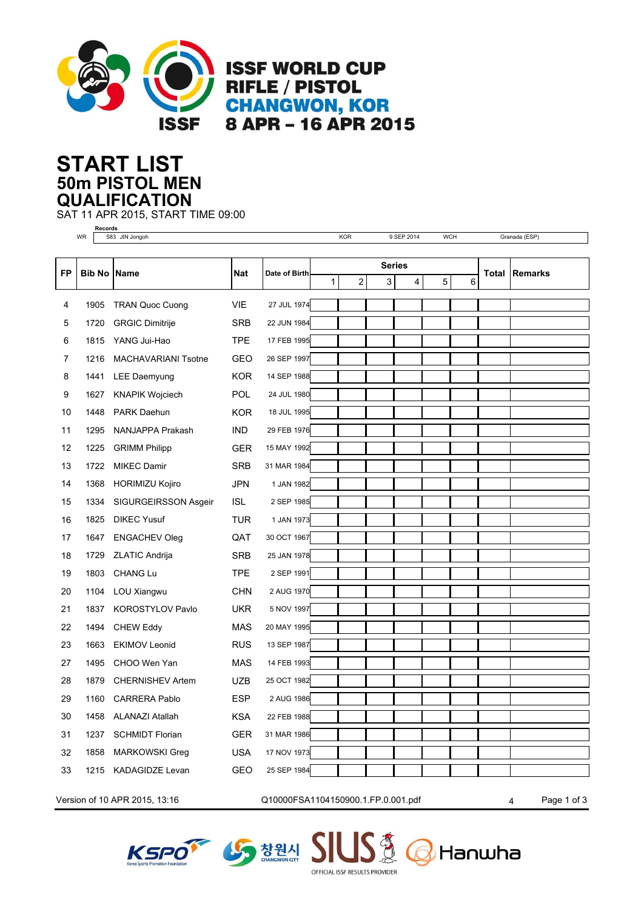# ISSF WORLD CUP RIFLE / PISTOL
## CHANGWON, KOR
## 8 APR – 16 APR 2015

# START LIST
## 50m PISTOL MEN
## QUALIFICATION

SAT 11 APR 2015, START TIME 09:00

**Records**

| | | | | | |
|---|---|---|---|---|---|
| WR | 583 JIN Jongoh | KOR | 9 SEP 2014 | WCH | Granada (ESP) |

| FP | Bib No | Name | Nat | Date of Birth | Series 1 | 2 | 3 | 4 | 5 | 6 | Total | Remarks |
|---|---|---|---|---|---|---|---|---|---|---|---|---|
| 4 | 1905 | TRAN Quoc Cuong | VIE | 27 JUL 1974 | | | | | | | | |
| 5 | 1720 | GRGIC Dimitrije | SRB | 22 JUN 1984 | | | | | | | | |
| 6 | 1815 | YANG Jui-Hao | TPE | 17 FEB 1995 | | | | | | | | |
| 7 | 1216 | MACHAVARIANI Tsotne | GEO | 26 SEP 1997 | | | | | | | | |
| 8 | 1441 | LEE Daemyung | KOR | 14 SEP 1988 | | | | | | | | |
| 9 | 1627 | KNAPIK Wojciech | POL | 24 JUL 1980 | | | | | | | | |
| 10 | 1448 | PARK Daehun | KOR | 18 JUL 1995 | | | | | | | | |
| 11 | 1295 | NANJAPPA Prakash | IND | 29 FEB 1976 | | | | | | | | |
| 12 | 1225 | GRIMM Philipp | GER | 15 MAY 1992 | | | | | | | | |
| 13 | 1722 | MIKEC Damir | SRB | 31 MAR 1984 | | | | | | | | |
| 14 | 1368 | HORIMIZU Kojiro | JPN | 1 JAN 1982 | | | | | | | | |
| 15 | 1334 | SIGURGEIRSSON Asgeir | ISL | 2 SEP 1985 | | | | | | | | |
| 16 | 1825 | DIKEC Yusuf | TUR | 1 JAN 1973 | | | | | | | | |
| 17 | 1647 | ENGACHEV Oleg | QAT | 30 OCT 1967 | | | | | | | | |
| 18 | 1729 | ZLATIC Andrija | SRB | 25 JAN 1978 | | | | | | | | |
| 19 | 1803 | CHANG Lu | TPE | 2 SEP 1991 | | | | | | | | |
| 20 | 1104 | LOU Xiangwu | CHN | 2 AUG 1970 | | | | | | | | |
| 21 | 1837 | KOROSTYLOV Pavlo | UKR | 5 NOV 1997 | | | | | | | | |
| 22 | 1494 | CHEW Eddy | MAS | 20 MAY 1995 | | | | | | | | |
| 23 | 1663 | EKIMOV Leonid | RUS | 13 SEP 1987 | | | | | | | | |
| 27 | 1495 | CHOO Wen Yan | MAS | 14 FEB 1993 | | | | | | | | |
| 28 | 1879 | CHERNISHEV Artem | UZB | 25 OCT 1982 | | | | | | | | |
| 29 | 1160 | CARRERA Pablo | ESP | 2 AUG 1986 | | | | | | | | |
| 30 | 1458 | ALANAZI Atallah | KSA | 22 FEB 1988 | | | | | | | | |
| 31 | 1237 | SCHMIDT Florian | GER | 31 MAR 1986 | | | | | | | | |
| 32 | 1858 | MARKOWSKI Greg | USA | 17 NOV 1973 | | | | | | | | |
| 33 | 1215 | KADAGIDZE Levan | GEO | 25 SEP 1984 | | | | | | | | |

Version of 10 APR 2015, 13:16 Q10000FSA1104150900.1.FP.0.001.pdf 4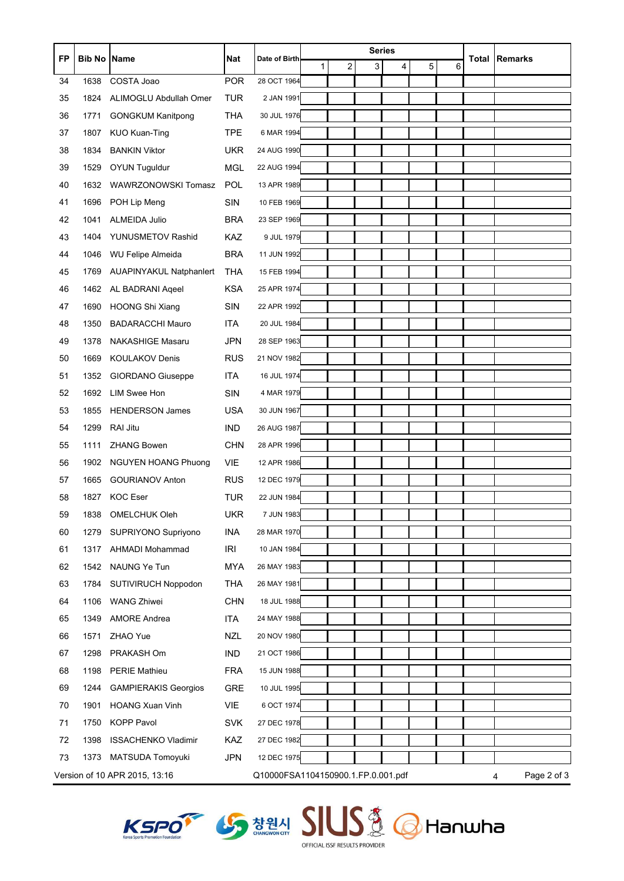| FP | Bib No | Name | Nat | Date of Birth | Series | | | | | | Total | Remarks |
|---|---|---|---|---|---|---|---|---|---|---|---|---|
| | | | | | 1 | 2 | 3 | 4 | 5 | 6 | | |
| 34 | 1638 | COSTA Joao | POR | 28 OCT 1964 | | | | | | | | |
| 35 | 1824 | ALIMOGLU Abdullah Omer | TUR | 2 JAN 1991 | | | | | | | | |
| 36 | 1771 | GONGKUM Kanitpong | THA | 30 JUL 1976 | | | | | | | | |
| 37 | 1807 | KUO Kuan-Ting | TPE | 6 MAR 1994 | | | | | | | | |
| 38 | 1834 | BANKIN Viktor | UKR | 24 AUG 1990 | | | | | | | | |
| 39 | 1529 | OYUN Tuguldur | MGL | 22 AUG 1994 | | | | | | | | |
| 40 | 1632 | WAWRZONOWSKI Tomasz | POL | 13 APR 1989 | | | | | | | | |
| 41 | 1696 | POH Lip Meng | SIN | 10 FEB 1969 | | | | | | | | |
| 42 | 1041 | ALMEIDA Julio | BRA | 23 SEP 1969 | | | | | | | | |
| 43 | 1404 | YUNUSMETOV Rashid | KAZ | 9 JUL 1979 | | | | | | | | |
| 44 | 1046 | WU Felipe Almeida | BRA | 11 JUN 1992 | | | | | | | | |
| 45 | 1769 | AUAPINYAKUL Natphanlert | THA | 15 FEB 1994 | | | | | | | | |
| 46 | 1462 | AL BADRANI Aqeel | KSA | 25 APR 1974 | | | | | | | | |
| 47 | 1690 | HOONG Shi Xiang | SIN | 22 APR 1992 | | | | | | | | |
| 48 | 1350 | BADARACCHI Mauro | ITA | 20 JUL 1984 | | | | | | | | |
| 49 | 1378 | NAKASHIGE Masaru | JPN | 28 SEP 1963 | | | | | | | | |
| 50 | 1669 | KOULAKOV Denis | RUS | 21 NOV 1982 | | | | | | | | |
| 51 | 1352 | GIORDANO Giuseppe | ITA | 16 JUL 1974 | | | | | | | | |
| 52 | 1692 | LIM Swee Hon | SIN | 4 MAR 1979 | | | | | | | | |
| 53 | 1855 | HENDERSON James | USA | 30 JUN 1967 | | | | | | | | |
| 54 | 1299 | RAI Jitu | IND | 26 AUG 1987 | | | | | | | | |
| 55 | 1111 | ZHANG Bowen | CHN | 28 APR 1996 | | | | | | | | |
| 56 | 1902 | NGUYEN HOANG Phuong | VIE | 12 APR 1986 | | | | | | | | |
| 57 | 1665 | GOURIANOV Anton | RUS | 12 DEC 1979 | | | | | | | | |
| 58 | 1827 | KOC Eser | TUR | 22 JUN 1984 | | | | | | | | |
| 59 | 1838 | OMELCHUK Oleh | UKR | 7 JUN 1983 | | | | | | | | |
| 60 | 1279 | SUPRIYONO Supriyono | INA | 28 MAR 1970 | | | | | | | | |
| 61 | 1317 | AHMADI Mohammad | IRI | 10 JAN 1984 | | | | | | | | |
| 62 | 1542 | NAUNG Ye Tun | MYA | 26 MAY 1983 | | | | | | | | |
| 63 | 1784 | SUTIVIRUCH Noppodon | THA | 26 MAY 1981 | | | | | | | | |
| 64 | 1106 | WANG Zhiwei | CHN | 18 JUL 1988 | | | | | | | | |
| 65 | 1349 | AMORE Andrea | ITA | 24 MAY 1988 | | | | | | | | |
| 66 | 1571 | ZHAO Yue | NZL | 20 NOV 1980 | | | | | | | | |
| 67 | 1298 | PRAKASH Om | IND | 21 OCT 1986 | | | | | | | | |
| 68 | 1198 | PERIE Mathieu | FRA | 15 JUN 1988 | | | | | | | | |
| 69 | 1244 | GAMPIERAKIS Georgios | GRE | 10 JUL 1995 | | | | | | | | |
| 70 | 1901 | HOANG Xuan Vinh | VIE | 6 OCT 1974 | | | | | | | | |
| 71 | 1750 | KOPP Pavol | SVK | 27 DEC 1978 | | | | | | | | |
| 72 | 1398 | ISSACHENKO Vladimir | KAZ | 27 DEC 1982 | | | | | | | | |
| 73 | 1373 | MATSUDA Tomoyuki | JPN | 12 DEC 1975 | | | | | | | | |

Version of 10 APR 2015, 13:16 Q10000FSA1104150900.1.FP.0.001.pdf 4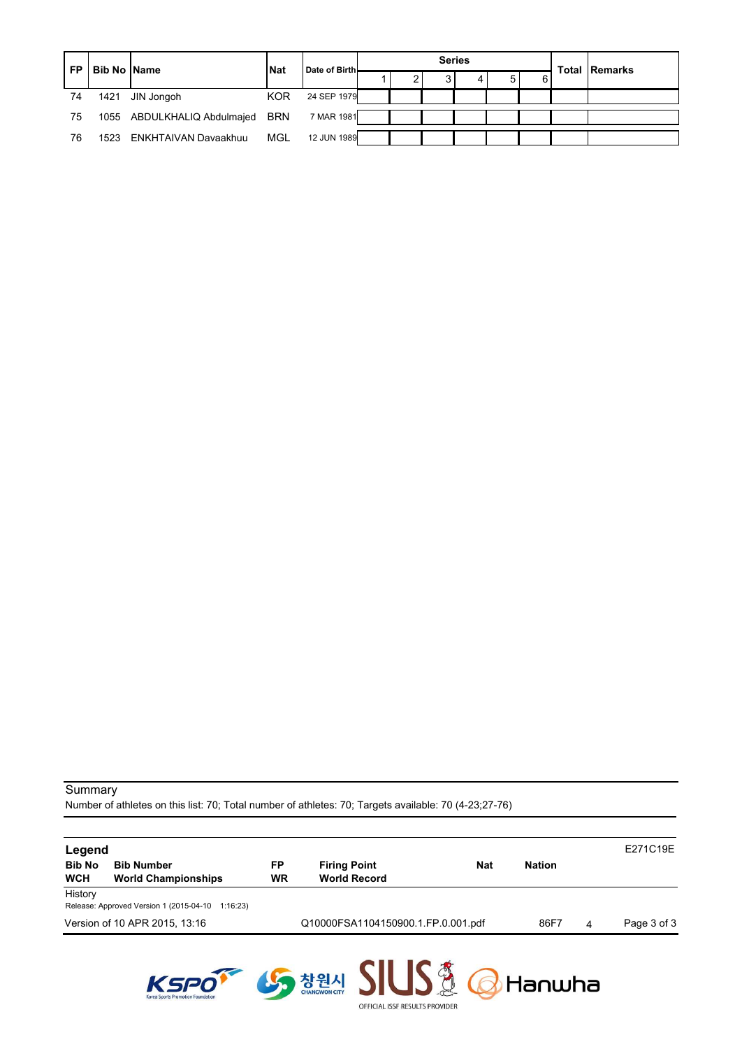| FP | Bib No | Name | Nat | Date of Birth | Series | | | | | | Total | Remarks |
|---|---|---|---|---|---|---|---|---|---|---|---|---|
| | | | | | 1 | 2 | 3 | 4 | 5 | 6 | | |
| 74 | 1421 | JIN Jongoh | KOR | 24 SEP 1979 | | | | | | | | |
| 75 | 1055 | ABDULKHALIQ Abdulmajed | BRN | 7 MAR 1981 | | | | | | | | |
| 76 | 1523 | ENKHTAIVAN Davaakhuu | MGL | 12 JUN 1989 | | | | | | | | |

Summary

Number of athletes on this list: 70; Total number of athletes: 70; Targets available: 70 (4-23;27-76)

**Legend** E271C19E

| | | | | | | |
|---|---|---|---|---|---|---|
| **Bib No** | **Bib Number** | **FP** | **Firing Point** | **Nat** | **Nation** | |
| **WCH** | **World Championships** | **WR** | **World Record** | | | |

History

Release: Approved Version 1 (2015-04-10 1:16:23)

Version of 10 APR 2015, 13:16 Q10000FSA1104150900.1.FP.0.001.pdf 86F7 4

KSPO Korea Sports Promotion Foundation 창원시 CHANGWON CITY SIUS OFFICIAL ISSF RESULTS PROVIDER Hanwha